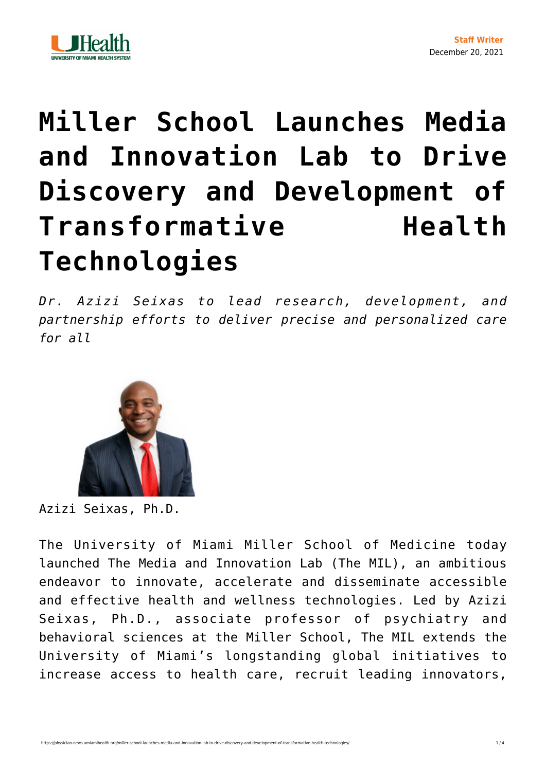Staff Writer
December 20, 2021

# Miller School Launches Media and Innovation Lab to Drive Discovery and Development of Transformative Health Technologies

*Dr. Azizi Seixas to lead research, development, and partnership efforts to deliver precise and personalized care for all*

Azizi Seixas, Ph.D.

The University of Miami Miller School of Medicine today launched The Media and Innovation Lab (The MIL), an ambitious endeavor to innovate, accelerate and disseminate accessible and effective health and wellness technologies. Led by Azizi Seixas, Ph.D., associate professor of psychiatry and behavioral sciences at the Miller School, The MIL extends the University of Miami's longstanding global initiatives to increase access to health care, recruit leading innovators,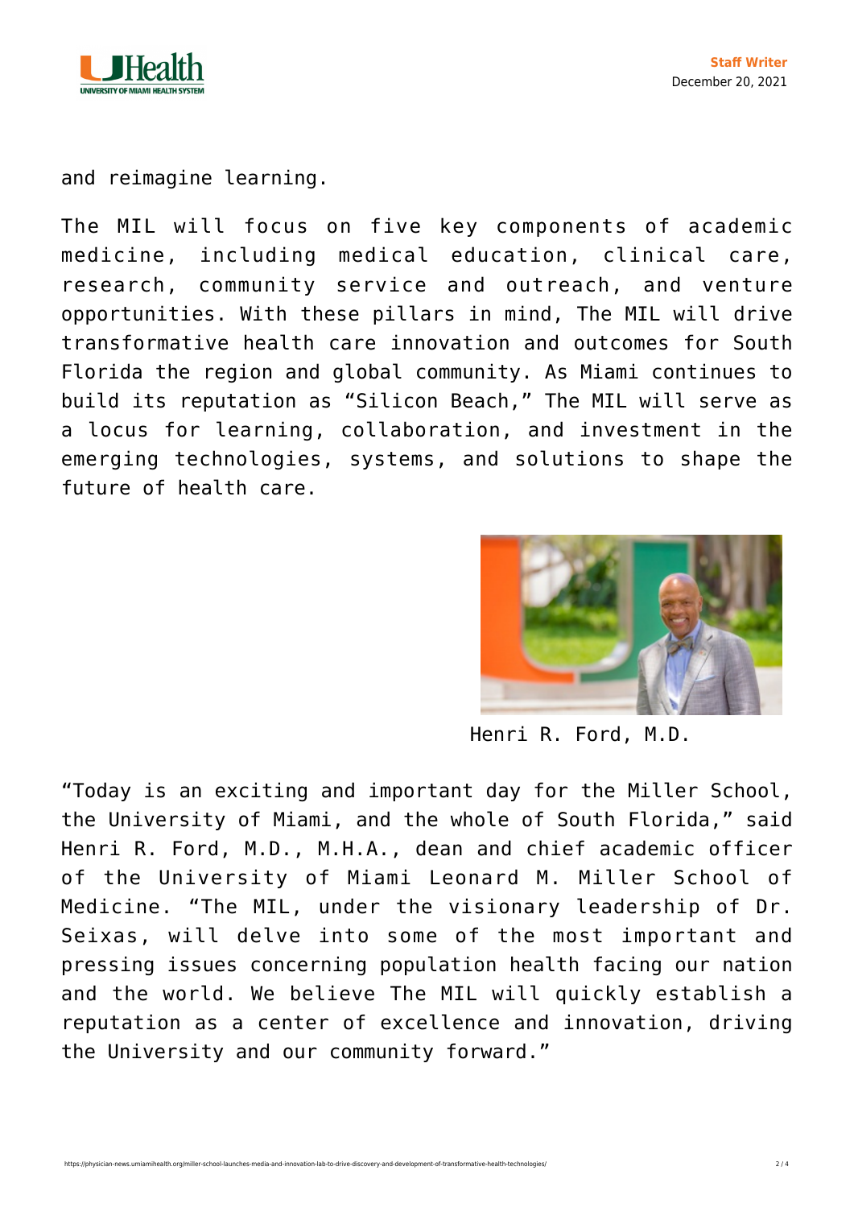and reimagine learning.

The MIL will focus on five key components of academic medicine, including medical education, clinical care, research, community service and outreach, and venture opportunities. With these pillars in mind, The MIL will drive transformative health care innovation and outcomes for South Florida the region and global community. As Miami continues to build its reputation as "Silicon Beach," The MIL will serve as a locus for learning, collaboration, and investment in the emerging technologies, systems, and solutions to shape the future of health care.

Henri R. Ford, M.D.

"Today is an exciting and important day for the Miller School, the University of Miami, and the whole of South Florida," said Henri R. Ford, M.D., M.H.A., dean and chief academic officer of the University of Miami Leonard M. Miller School of Medicine. "The MIL, under the visionary leadership of Dr. Seixas, will delve into some of the most important and pressing issues concerning population health facing our nation and the world. We believe The MIL will quickly establish a reputation as a center of excellence and innovation, driving the University and our community forward."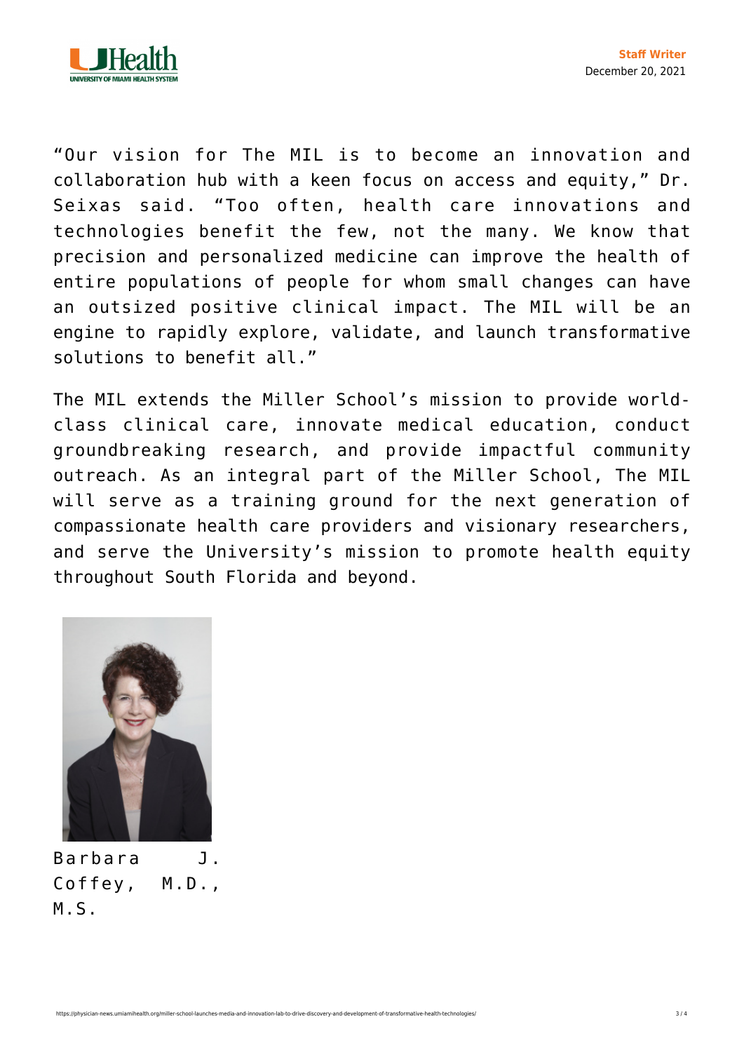"Our vision for The MIL is to become an innovation and collaboration hub with a keen focus on access and equity," Dr. Seixas said. "Too often, health care innovations and technologies benefit the few, not the many. We know that precision and personalized medicine can improve the health of entire populations of people for whom small changes can have an outsized positive clinical impact. The MIL will be an engine to rapidly explore, validate, and launch transformative solutions to benefit all."

The MIL extends the Miller School's mission to provide world-class clinical care, innovate medical education, conduct groundbreaking research, and provide impactful community outreach. As an integral part of the Miller School, The MIL will serve as a training ground for the next generation of compassionate health care providers and visionary researchers, and serve the University's mission to promote health equity throughout South Florida and beyond.

Barbara J. Coffey, M.D., M.S.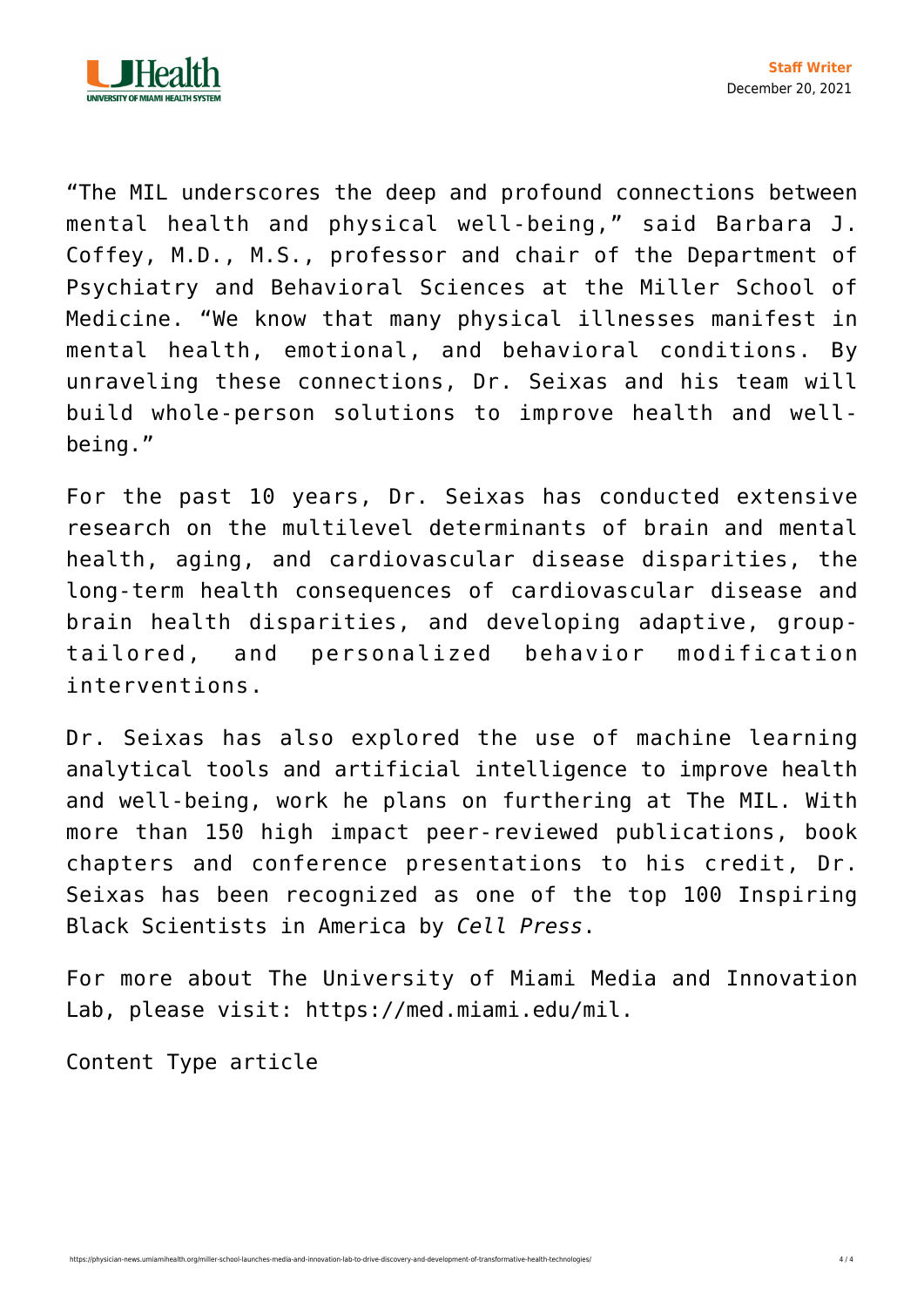"The MIL underscores the deep and profound connections between mental health and physical well-being," said Barbara J. Coffey, M.D., M.S., professor and chair of the Department of Psychiatry and Behavioral Sciences at the Miller School of Medicine. "We know that many physical illnesses manifest in mental health, emotional, and behavioral conditions. By unraveling these connections, Dr. Seixas and his team will build whole-person solutions to improve health and well-being."

For the past 10 years, Dr. Seixas has conducted extensive research on the multilevel determinants of brain and mental health, aging, and cardiovascular disease disparities, the long-term health consequences of cardiovascular disease and brain health disparities, and developing adaptive, group-tailored, and personalized behavior modification interventions.

Dr. Seixas has also explored the use of machine learning analytical tools and artificial intelligence to improve health and well-being, work he plans on furthering at The MIL. With more than 150 high impact peer-reviewed publications, book chapters and conference presentations to his credit, Dr. Seixas has been recognized as one of the top 100 Inspiring Black Scientists in America by *Cell Press*.

For more about The University of Miami Media and Innovation Lab, please visit: https://med.miami.edu/mil.

Content Type article